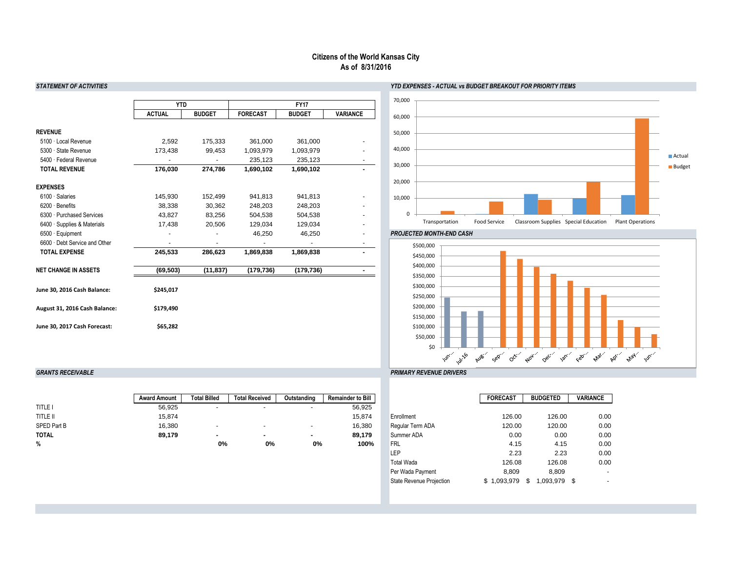# Citizens of the World Kansas City
## As of 8/31/2016

### STATEMENT OF ACTIVITIES

| | YTD | | FY17 | | |
|---|---|---|---|---|---|
| | ACTUAL | BUDGET | FORECAST | BUDGET | VARIANCE |
| **REVENUE** | | | | | |
| 5100 · Local Revenue | 2,592 | 175,333 | 361,000 | 361,000 | - |
| 5300 · State Revenue | 173,438 | 99,453 | 1,093,979 | 1,093,979 | - |
| 5400 · Federal Revenue | - | - | 235,123 | 235,123 | - |
| **TOTAL REVENUE** | **176,030** | **274,786** | **1,690,102** | **1,690,102** | **-** |
| **EXPENSES** | | | | | |
| 6100 · Salaries | 145,930 | 152,499 | 941,813 | 941,813 | - |
| 6200 · Benefits | 38,338 | 30,362 | 248,203 | 248,203 | - |
| 6300 · Purchased Services | 43,827 | 83,256 | 504,538 | 504,538 | - |
| 6400 · Supplies & Materials | 17,438 | 20,506 | 129,034 | 129,034 | - |
| 6500 · Equipment | - | - | 46,250 | 46,250 | - |
| 6600 · Debt Service and Other | - | - | - | - | - |
| **TOTAL EXPENSE** | **245,533** | **286,623** | **1,869,838** | **1,869,838** | **-** |
| **NET CHANGE IN ASSETS** | **(69,503)** | **(11,837)** | **(179,736)** | **(179,736)** | **-** |

**June 30, 2016 Cash Balance:** $245,017

**August 31, 2016 Cash Balance:** $179,490

**June 30, 2017 Cash Forecast:** $65,282

### YTD EXPENSES - ACTUAL vs BUDGET BREAKOUT FOR PRIORITY ITEMS

### PROJECTED MONTH-END CASH

### GRANTS RECEIVABLE

| | Award Amount | Total Billed | Total Received | Outstanding | Remainder to Bill |
|---|---|---|---|---|---|
| TITLE I | 56,925 | - | - | - | 56,925 |
| TITLE II | 15,874 | | | | 15,874 |
| SPED Part B | 16,380 | - | - | - | 16,380 |
| **TOTAL** | **89,179** | **-** | **-** | **-** | **89,179** |
| **%** | | **0%** | **0%** | **0%** | **100%** |

### PRIMARY REVENUE DRIVERS

| | FORECAST | BUDGETED | VARIANCE |
|---|---|---|---|
| Enrollment | 126.00 | 126.00 | 0.00 |
| Regular Term ADA | 120.00 | 120.00 | 0.00 |
| Summer ADA | 0.00 | 0.00 | 0.00 |
| FRL | 4.15 | 4.15 | 0.00 |
| LEP | 2.23 | 2.23 | 0.00 |
| Total Wada | 126.08 | 126.08 | 0.00 |
| Per Wada Payment | 8,809 | 8,809 | - |
| State Revenue Projection | $ 1,093,979 | $ 1,093,979 | $ - |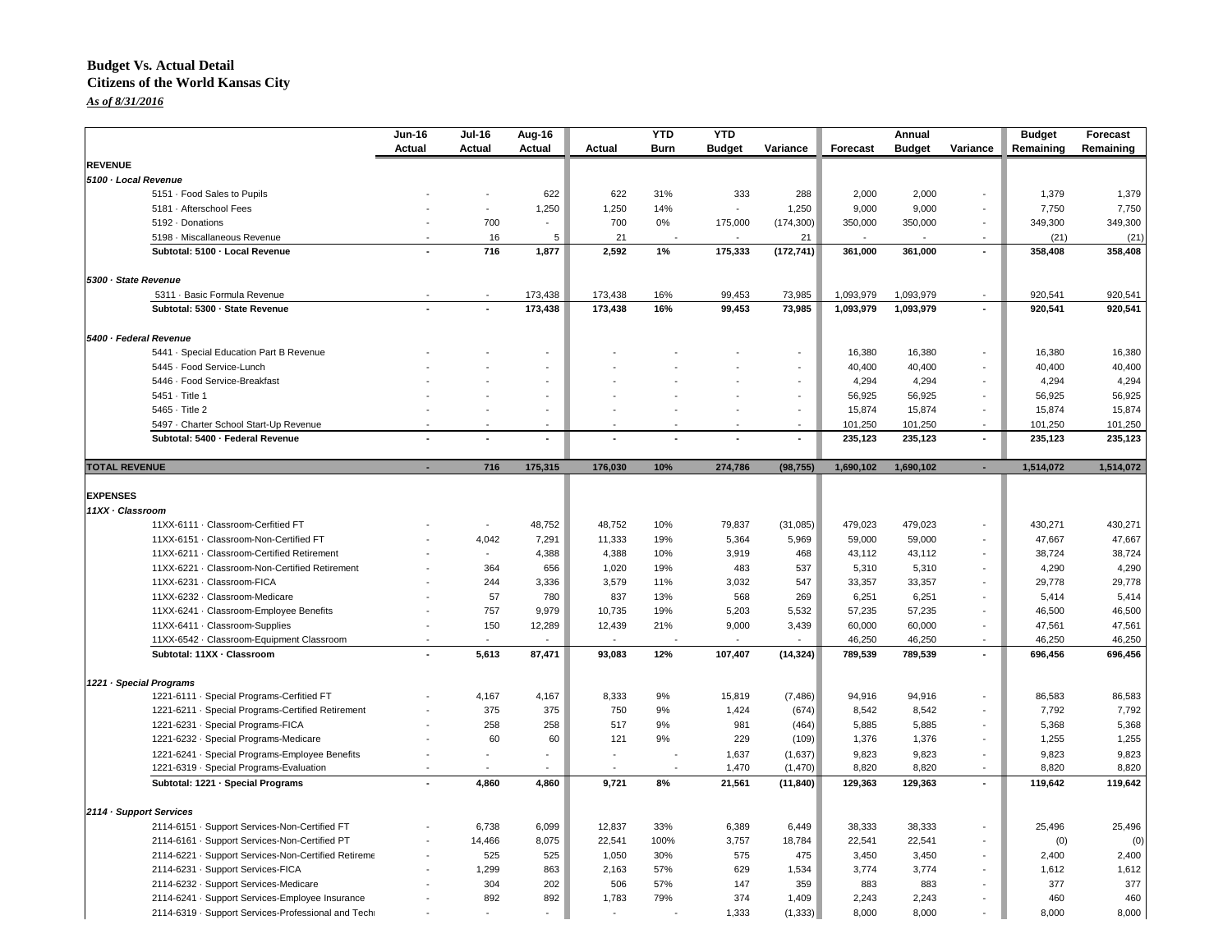## Budget Vs. Actual Detail

**Citizens of the World Kansas City**

***As of 8/31/2016***

| | Jun-16 Actual | Jul-16 Actual | Aug-16 Actual | Actual | YTD Burn | YTD Budget | Variance | Forecast | Annual Budget | Variance | Budget Remaining | Forecast Remaining |
|---|---|---|---|---|---|---|---|---|---|---|---|---|
| **REVENUE** | | | | | | | | | | | | |
| ***5100 · Local Revenue*** | | | | | | | | | | | | |
| 5151 · Food Sales to Pupils | - | - | 622 | 622 | 31% | 333 | 288 | 2,000 | 2,000 | - | 1,379 | 1,379 |
| 5181 · Afterschool Fees | - | - | 1,250 | 1,250 | 14% | - | 1,250 | 9,000 | 9,000 | - | 7,750 | 7,750 |
| 5192 · Donations | - | 700 | - | 700 | 0% | 175,000 | (174,300) | 350,000 | 350,000 | - | 349,300 | 349,300 |
| 5198 · Miscallaneous Revenue | - | 16 | 5 | 21 | - | - | 21 | - | - | - | (21) | (21) |
| **Subtotal: 5100 · Local Revenue** | **-** | **716** | **1,877** | **2,592** | **1%** | **175,333** | **(172,741)** | **361,000** | **361,000** | **-** | **358,408** | **358,408** |
| ***5300 · State Revenue*** | | | | | | | | | | | | |
| 5311 · Basic Formula Revenue | - | - | 173,438 | 173,438 | 16% | 99,453 | 73,985 | 1,093,979 | 1,093,979 | - | 920,541 | 920,541 |
| **Subtotal: 5300 · State Revenue** | **-** | **-** | **173,438** | **173,438** | **16%** | **99,453** | **73,985** | **1,093,979** | **1,093,979** | **-** | **920,541** | **920,541** |
| ***5400 · Federal Revenue*** | | | | | | | | | | | | |
| 5441 · Special Education Part B Revenue | - | - | - | - | - | - | - | 16,380 | 16,380 | - | 16,380 | 16,380 |
| 5445 · Food Service-Lunch | - | - | - | - | - | - | - | 40,400 | 40,400 | - | 40,400 | 40,400 |
| 5446 · Food Service-Breakfast | - | - | - | - | - | - | - | 4,294 | 4,294 | - | 4,294 | 4,294 |
| 5451 · Title 1 | - | - | - | - | - | - | - | 56,925 | 56,925 | - | 56,925 | 56,925 |
| 5465 · Title 2 | - | - | - | - | - | - | - | 15,874 | 15,874 | - | 15,874 | 15,874 |
| 5497 · Charter School Start-Up Revenue | - | - | - | - | - | - | - | 101,250 | 101,250 | - | 101,250 | 101,250 |
| **Subtotal: 5400 · Federal Revenue** | **-** | **-** | **-** | **-** | **-** | **-** | **-** | **235,123** | **235,123** | **-** | **235,123** | **235,123** |
| **TOTAL REVENUE** | **-** | **716** | **175,315** | **176,030** | **10%** | **274,786** | **(98,755)** | **1,690,102** | **1,690,102** | **-** | **1,514,072** | **1,514,072** |
| **EXPENSES** | | | | | | | | | | | | |
| ***11XX · Classroom*** | | | | | | | | | | | | |
| 11XX-6111 · Classroom-Cerfitied FT | - | - | 48,752 | 48,752 | 10% | 79,837 | (31,085) | 479,023 | 479,023 | - | 430,271 | 430,271 |
| 11XX-6151 · Classroom-Non-Certified FT | - | 4,042 | 7,291 | 11,333 | 19% | 5,364 | 5,969 | 59,000 | 59,000 | - | 47,667 | 47,667 |
| 11XX-6211 · Classroom-Certified Retirement | - | - | 4,388 | 4,388 | 10% | 3,919 | 468 | 43,112 | 43,112 | - | 38,724 | 38,724 |
| 11XX-6221 · Classroom-Non-Certified Retirement | - | 364 | 656 | 1,020 | 19% | 483 | 537 | 5,310 | 5,310 | - | 4,290 | 4,290 |
| 11XX-6231 · Classroom-FICA | - | 244 | 3,336 | 3,579 | 11% | 3,032 | 547 | 33,357 | 33,357 | - | 29,778 | 29,778 |
| 11XX-6232 · Classroom-Medicare | - | 57 | 780 | 837 | 13% | 568 | 269 | 6,251 | 6,251 | - | 5,414 | 5,414 |
| 11XX-6241 · Classroom-Employee Benefits | - | 757 | 9,979 | 10,735 | 19% | 5,203 | 5,532 | 57,235 | 57,235 | - | 46,500 | 46,500 |
| 11XX-6411 · Classroom-Supplies | - | 150 | 12,289 | 12,439 | 21% | 9,000 | 3,439 | 60,000 | 60,000 | - | 47,561 | 47,561 |
| 11XX-6542 · Classroom-Equipment Classroom | - | - | - | - | - | - | - | 46,250 | 46,250 | - | 46,250 | 46,250 |
| **Subtotal: 11XX · Classroom** | **-** | **5,613** | **87,471** | **93,083** | **12%** | **107,407** | **(14,324)** | **789,539** | **789,539** | **-** | **696,456** | **696,456** |
| ***1221 · Special Programs*** | | | | | | | | | | | | |
| 1221-6111 · Special Programs-Cerfitied FT | - | 4,167 | 4,167 | 8,333 | 9% | 15,819 | (7,486) | 94,916 | 94,916 | - | 86,583 | 86,583 |
| 1221-6211 · Special Programs-Certified Retirement | - | 375 | 375 | 750 | 9% | 1,424 | (674) | 8,542 | 8,542 | - | 7,792 | 7,792 |
| 1221-6231 · Special Programs-FICA | - | 258 | 258 | 517 | 9% | 981 | (464) | 5,885 | 5,885 | - | 5,368 | 5,368 |
| 1221-6232 · Special Programs-Medicare | - | 60 | 60 | 121 | 9% | 229 | (109) | 1,376 | 1,376 | - | 1,255 | 1,255 |
| 1221-6241 · Special Programs-Employee Benefits | - | - | - | - | - | 1,637 | (1,637) | 9,823 | 9,823 | - | 9,823 | 9,823 |
| 1221-6319 · Special Programs-Evaluation | - | - | - | - | - | 1,470 | (1,470) | 8,820 | 8,820 | - | 8,820 | 8,820 |
| **Subtotal: 1221 · Special Programs** | **-** | **4,860** | **4,860** | **9,721** | **8%** | **21,561** | **(11,840)** | **129,363** | **129,363** | **-** | **119,642** | **119,642** |
| ***2114 · Support Services*** | | | | | | | | | | | | |
| 2114-6151 · Support Services-Non-Certified FT | - | 6,738 | 6,099 | 12,837 | 33% | 6,389 | 6,449 | 38,333 | 38,333 | - | 25,496 | 25,496 |
| 2114-6161 · Support Services-Non-Certified PT | - | 14,466 | 8,075 | 22,541 | 100% | 3,757 | 18,784 | 22,541 | 22,541 | - | (0) | (0) |
| 2114-6221 · Support Services-Non-Certified Retireme | - | 525 | 525 | 1,050 | 30% | 575 | 475 | 3,450 | 3,450 | - | 2,400 | 2,400 |
| 2114-6231 · Support Services-FICA | - | 1,299 | 863 | 2,163 | 57% | 629 | 1,534 | 3,774 | 3,774 | - | 1,612 | 1,612 |
| 2114-6232 · Support Services-Medicare | - | 304 | 202 | 506 | 57% | 147 | 359 | 883 | 883 | - | 377 | 377 |
| 2114-6241 · Support Services-Employee Insurance | - | 892 | 892 | 1,783 | 79% | 374 | 1,409 | 2,243 | 2,243 | - | 460 | 460 |
| 2114-6319 · Support Services-Professional and Techi | - | - | - | - | - | 1,333 | (1,333) | 8,000 | 8,000 | - | 8,000 | 8,000 |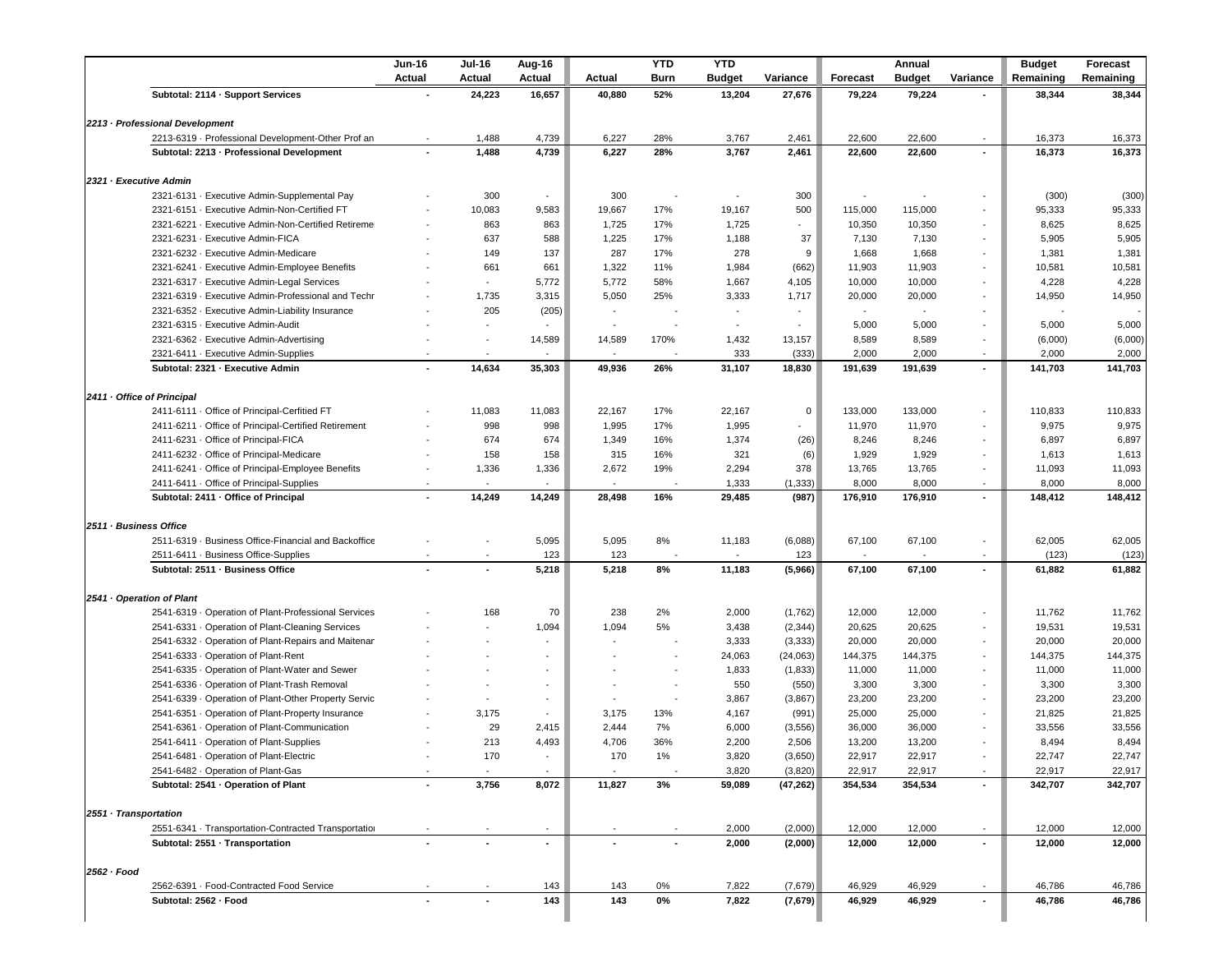| | Jun-16 Actual | Jul-16 Actual | Aug-16 Actual | Actual | YTD Burn | YTD Budget | Variance | Forecast | Annual Budget | Variance | Budget Remaining | Forecast Remaining |
|---|---|---|---|---|---|---|---|---|---|---|---|---|
| **Subtotal: 2114 · Support Services** | **-** | **24,223** | **16,657** | **40,880** | **52%** | **13,204** | **27,676** | **79,224** | **79,224** | **-** | **38,344** | **38,344** |
| ***2213 · Professional Development*** | | | | | | | | | | | | |
| 2213-6319 · Professional Development-Other Prof an | - | 1,488 | 4,739 | 6,227 | 28% | 3,767 | 2,461 | 22,600 | 22,600 | - | 16,373 | 16,373 |
| **Subtotal: 2213 · Professional Development** | **-** | **1,488** | **4,739** | **6,227** | **28%** | **3,767** | **2,461** | **22,600** | **22,600** | **-** | **16,373** | **16,373** |
| ***2321 · Executive Admin*** | | | | | | | | | | | | |
| 2321-6131 · Executive Admin-Supplemental Pay | - | 300 | - | 300 | - | - | 300 | - | - | - | (300) | (300) |
| 2321-6151 · Executive Admin-Non-Certified FT | - | 10,083 | 9,583 | 19,667 | 17% | 19,167 | 500 | 115,000 | 115,000 | - | 95,333 | 95,333 |
| 2321-6221 · Executive Admin-Non-Certified Retireme | - | 863 | 863 | 1,725 | 17% | 1,725 | - | 10,350 | 10,350 | - | 8,625 | 8,625 |
| 2321-6231 · Executive Admin-FICA | - | 637 | 588 | 1,225 | 17% | 1,188 | 37 | 7,130 | 7,130 | - | 5,905 | 5,905 |
| 2321-6232 · Executive Admin-Medicare | - | 149 | 137 | 287 | 17% | 278 | 9 | 1,668 | 1,668 | - | 1,381 | 1,381 |
| 2321-6241 · Executive Admin-Employee Benefits | - | 661 | 661 | 1,322 | 11% | 1,984 | (662) | 11,903 | 11,903 | - | 10,581 | 10,581 |
| 2321-6317 · Executive Admin-Legal Services | - | - | 5,772 | 5,772 | 58% | 1,667 | 4,105 | 10,000 | 10,000 | - | 4,228 | 4,228 |
| 2321-6319 · Executive Admin-Professional and Techr | - | 1,735 | 3,315 | 5,050 | 25% | 3,333 | 1,717 | 20,000 | 20,000 | - | 14,950 | 14,950 |
| 2321-6352 · Executive Admin-Liability Insurance | - | 205 | (205) | - | - | - | - | - | - | - | - | - |
| 2321-6315 · Executive Admin-Audit | - | - | - | - | - | - | - | 5,000 | 5,000 | - | 5,000 | 5,000 |
| 2321-6362 · Executive Admin-Advertising | - | - | 14,589 | 14,589 | 170% | 1,432 | 13,157 | 8,589 | 8,589 | - | (6,000) | (6,000) |
| 2321-6411 · Executive Admin-Supplies | - | - | - | - | - | 333 | (333) | 2,000 | 2,000 | - | 2,000 | 2,000 |
| **Subtotal: 2321 · Executive Admin** | **-** | **14,634** | **35,303** | **49,936** | **26%** | **31,107** | **18,830** | **191,639** | **191,639** | **-** | **141,703** | **141,703** |
| ***2411 · Office of Principal*** | | | | | | | | | | | | |
| 2411-6111 · Office of Principal-Cerfitied FT | - | 11,083 | 11,083 | 22,167 | 17% | 22,167 | 0 | 133,000 | 133,000 | - | 110,833 | 110,833 |
| 2411-6211 · Office of Principal-Certified Retirement | - | 998 | 998 | 1,995 | 17% | 1,995 | - | 11,970 | 11,970 | - | 9,975 | 9,975 |
| 2411-6231 · Office of Principal-FICA | - | 674 | 674 | 1,349 | 16% | 1,374 | (26) | 8,246 | 8,246 | - | 6,897 | 6,897 |
| 2411-6232 · Office of Principal-Medicare | - | 158 | 158 | 315 | 16% | 321 | (6) | 1,929 | 1,929 | - | 1,613 | 1,613 |
| 2411-6241 · Office of Principal-Employee Benefits | - | 1,336 | 1,336 | 2,672 | 19% | 2,294 | 378 | 13,765 | 13,765 | - | 11,093 | 11,093 |
| 2411-6411 · Office of Principal-Supplies | - | - | - | - | - | 1,333 | (1,333) | 8,000 | 8,000 | - | 8,000 | 8,000 |
| **Subtotal: 2411 · Office of Principal** | **-** | **14,249** | **14,249** | **28,498** | **16%** | **29,485** | **(987)** | **176,910** | **176,910** | **-** | **148,412** | **148,412** |
| ***2511 · Business Office*** | | | | | | | | | | | | |
| 2511-6319 · Business Office-Financial and Backoffice | - | - | 5,095 | 5,095 | 8% | 11,183 | (6,088) | 67,100 | 67,100 | - | 62,005 | 62,005 |
| 2511-6411 · Business Office-Supplies | - | - | 123 | 123 | - | - | 123 | - | - | - | (123) | (123) |
| **Subtotal: 2511 · Business Office** | **-** | **-** | **5,218** | **5,218** | **8%** | **11,183** | **(5,966)** | **67,100** | **67,100** | **-** | **61,882** | **61,882** |
| ***2541 · Operation of Plant*** | | | | | | | | | | | | |
| 2541-6319 · Operation of Plant-Professional Services | - | 168 | 70 | 238 | 2% | 2,000 | (1,762) | 12,000 | 12,000 | - | 11,762 | 11,762 |
| 2541-6331 · Operation of Plant-Cleaning Services | - | - | 1,094 | 1,094 | 5% | 3,438 | (2,344) | 20,625 | 20,625 | - | 19,531 | 19,531 |
| 2541-6332 · Operation of Plant-Repairs and Maitenar | - | - | - | - | - | 3,333 | (3,333) | 20,000 | 20,000 | - | 20,000 | 20,000 |
| 2541-6333 · Operation of Plant-Rent | - | - | - | - | - | 24,063 | (24,063) | 144,375 | 144,375 | - | 144,375 | 144,375 |
| 2541-6335 · Operation of Plant-Water and Sewer | - | - | - | - | - | 1,833 | (1,833) | 11,000 | 11,000 | - | 11,000 | 11,000 |
| 2541-6336 · Operation of Plant-Trash Removal | - | - | - | - | - | 550 | (550) | 3,300 | 3,300 | - | 3,300 | 3,300 |
| 2541-6339 · Operation of Plant-Other Property Servic | - | - | - | - | - | 3,867 | (3,867) | 23,200 | 23,200 | - | 23,200 | 23,200 |
| 2541-6351 · Operation of Plant-Property Insurance | - | 3,175 | - | 3,175 | 13% | 4,167 | (991) | 25,000 | 25,000 | - | 21,825 | 21,825 |
| 2541-6361 · Operation of Plant-Communication | - | 29 | 2,415 | 2,444 | 7% | 6,000 | (3,556) | 36,000 | 36,000 | - | 33,556 | 33,556 |
| 2541-6411 · Operation of Plant-Supplies | - | 213 | 4,493 | 4,706 | 36% | 2,200 | 2,506 | 13,200 | 13,200 | - | 8,494 | 8,494 |
| 2541-6481 · Operation of Plant-Electric | - | 170 | - | 170 | 1% | 3,820 | (3,650) | 22,917 | 22,917 | - | 22,747 | 22,747 |
| 2541-6482 · Operation of Plant-Gas | - | - | - | - | - | 3,820 | (3,820) | 22,917 | 22,917 | - | 22,917 | 22,917 |
| **Subtotal: 2541 · Operation of Plant** | **-** | **3,756** | **8,072** | **11,827** | **3%** | **59,089** | **(47,262)** | **354,534** | **354,534** | **-** | **342,707** | **342,707** |
| ***2551 · Transportation*** | | | | | | | | | | | | |
| 2551-6341 · Transportation-Contracted Transportatioi | - | - | - | - | - | 2,000 | (2,000) | 12,000 | 12,000 | - | 12,000 | 12,000 |
| **Subtotal: 2551 · Transportation** | **-** | **-** | **-** | **-** | **-** | **2,000** | **(2,000)** | **12,000** | **12,000** | **-** | **12,000** | **12,000** |
| ***2562 · Food*** | | | | | | | | | | | | |
| 2562-6391 · Food-Contracted Food Service | - | - | 143 | 143 | 0% | 7,822 | (7,679) | 46,929 | 46,929 | - | 46,786 | 46,786 |
| **Subtotal: 2562 · Food** | **-** | **-** | **143** | **143** | **0%** | **7,822** | **(7,679)** | **46,929** | **46,929** | **-** | **46,786** | **46,786** |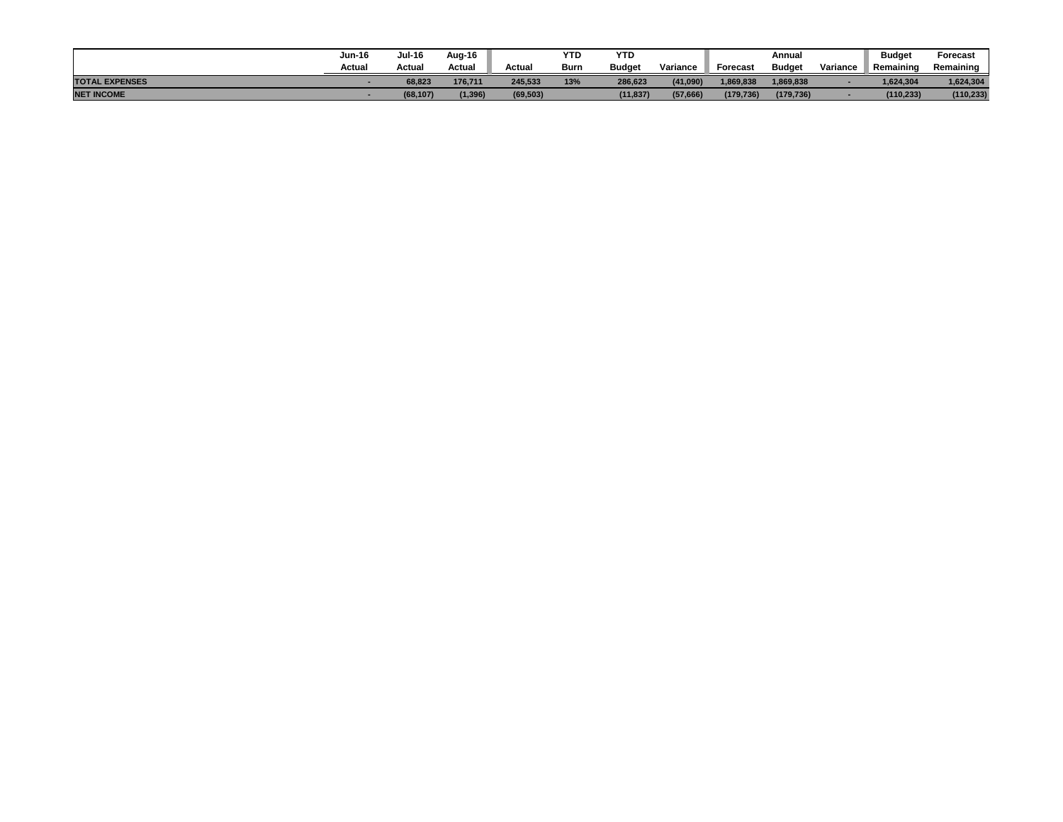| | Jun-16 Actual | Jul-16 Actual | Aug-16 Actual | Actual | YTD Burn | YTD Budget | Variance | Forecast | Annual Budget | Variance | Budget Remaining | Forecast Remaining |
|---|---|---|---|---|---|---|---|---|---|---|---|---|
| **TOTAL EXPENSES** | - | 68,823 | 176,711 | 245,533 | 13% | 286,623 | (41,090) | 1,869,838 | 1,869,838 | - | 1,624,304 | 1,624,304 |
| **NET INCOME** | - | (68,107) | (1,396) | (69,503) | | (11,837) | (57,666) | (179,736) | (179,736) | - | (110,233) | (110,233) |